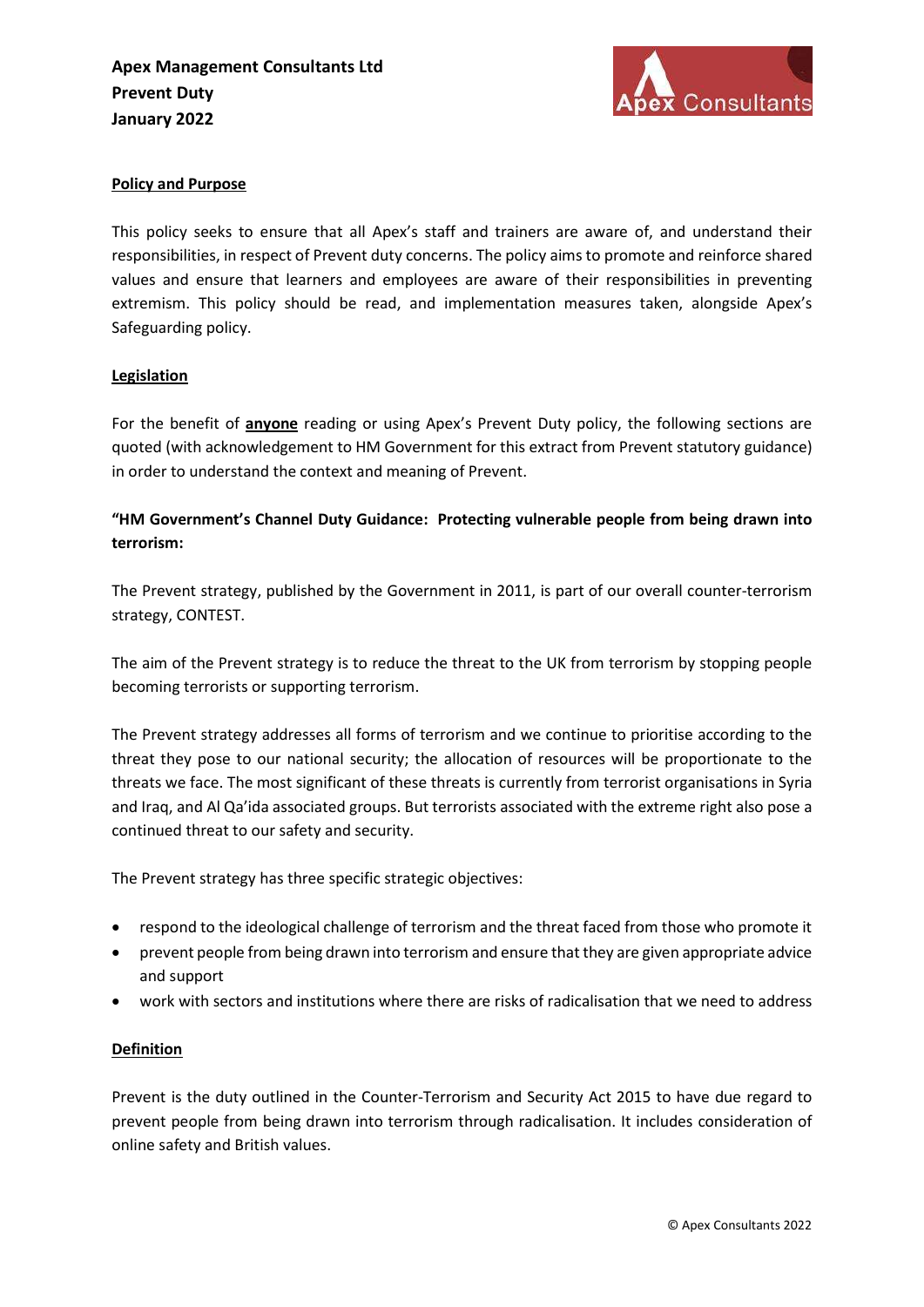**Apex Management Consultants Ltd**
**Prevent Duty**
**January 2022**

## Policy and Purpose

This policy seeks to ensure that all Apex's staff and trainers are aware of, and understand their responsibilities, in respect of Prevent duty concerns. The policy aims to promote and reinforce shared values and ensure that learners and employees are aware of their responsibilities in preventing extremism. This policy should be read, and implementation measures taken, alongside Apex's Safeguarding policy.

## Legislation

For the benefit of **anyone** reading or using Apex's Prevent Duty policy, the following sections are quoted (with acknowledgement to HM Government for this extract from Prevent statutory guidance) in order to understand the context and meaning of Prevent.

**"HM Government's Channel Duty Guidance: Protecting vulnerable people from being drawn into terrorism:**

The Prevent strategy, published by the Government in 2011, is part of our overall counter-terrorism strategy, CONTEST.

The aim of the Prevent strategy is to reduce the threat to the UK from terrorism by stopping people becoming terrorists or supporting terrorism.

The Prevent strategy addresses all forms of terrorism and we continue to prioritise according to the threat they pose to our national security; the allocation of resources will be proportionate to the threats we face. The most significant of these threats is currently from terrorist organisations in Syria and Iraq, and Al Qa'ida associated groups. But terrorists associated with the extreme right also pose a continued threat to our safety and security.

The Prevent strategy has three specific strategic objectives:

- respond to the ideological challenge of terrorism and the threat faced from those who promote it
- prevent people from being drawn into terrorism and ensure that they are given appropriate advice and support
- work with sectors and institutions where there are risks of radicalisation that we need to address

## Definition

Prevent is the duty outlined in the Counter-Terrorism and Security Act 2015 to have due regard to prevent people from being drawn into terrorism through radicalisation. It includes consideration of online safety and British values.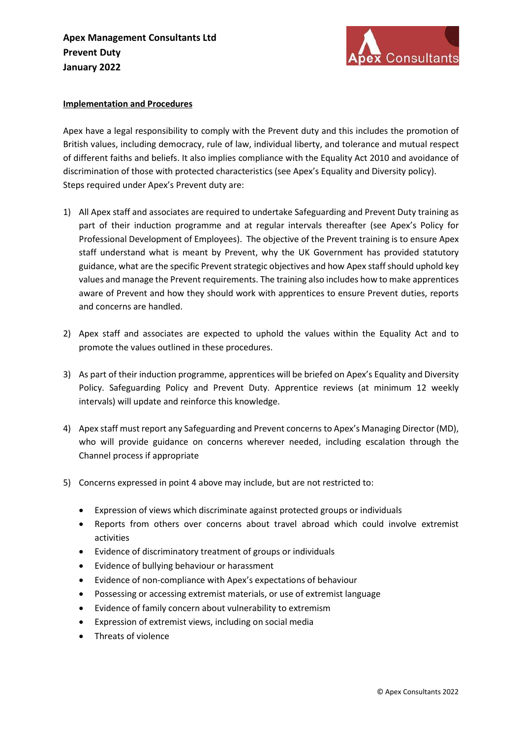**Apex Management Consultants Ltd**
**Prevent Duty**
**January 2022**

**Implementation and Procedures**

Apex have a legal responsibility to comply with the Prevent duty and this includes the promotion of British values, including democracy, rule of law, individual liberty, and tolerance and mutual respect of different faiths and beliefs. It also implies compliance with the Equality Act 2010 and avoidance of discrimination of those with protected characteristics (see Apex's Equality and Diversity policy). Steps required under Apex's Prevent duty are:

1) All Apex staff and associates are required to undertake Safeguarding and Prevent Duty training as part of their induction programme and at regular intervals thereafter (see Apex's Policy for Professional Development of Employees). The objective of the Prevent training is to ensure Apex staff understand what is meant by Prevent, why the UK Government has provided statutory guidance, what are the specific Prevent strategic objectives and how Apex staff should uphold key values and manage the Prevent requirements. The training also includes how to make apprentices aware of Prevent and how they should work with apprentices to ensure Prevent duties, reports and concerns are handled.

2) Apex staff and associates are expected to uphold the values within the Equality Act and to promote the values outlined in these procedures.

3) As part of their induction programme, apprentices will be briefed on Apex's Equality and Diversity Policy. Safeguarding Policy and Prevent Duty. Apprentice reviews (at minimum 12 weekly intervals) will update and reinforce this knowledge.

4) Apex staff must report any Safeguarding and Prevent concerns to Apex's Managing Director (MD), who will provide guidance on concerns wherever needed, including escalation through the Channel process if appropriate

5) Concerns expressed in point 4 above may include, but are not restricted to:

    - Expression of views which discriminate against protected groups or individuals
    - Reports from others over concerns about travel abroad which could involve extremist activities
    - Evidence of discriminatory treatment of groups or individuals
    - Evidence of bullying behaviour or harassment
    - Evidence of non-compliance with Apex's expectations of behaviour
    - Possessing or accessing extremist materials, or use of extremist language
    - Evidence of family concern about vulnerability to extremism
    - Expression of extremist views, including on social media
    - Threats of violence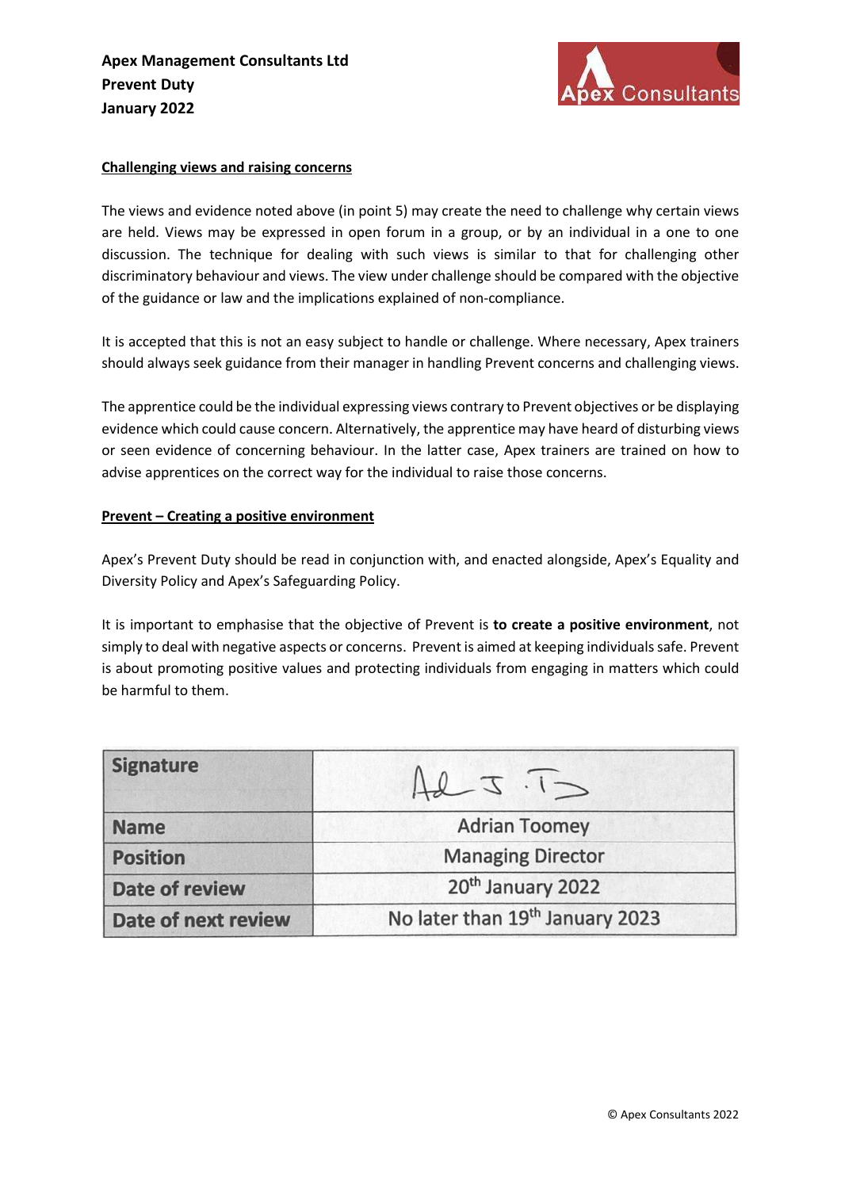## Challenging views and raising concerns

The views and evidence noted above (in point 5) may create the need to challenge why certain views are held. Views may be expressed in open forum in a group, or by an individual in a one to one discussion. The technique for dealing with such views is similar to that for challenging other discriminatory behaviour and views. The view under challenge should be compared with the objective of the guidance or law and the implications explained of non-compliance.

It is accepted that this is not an easy subject to handle or challenge. Where necessary, Apex trainers should always seek guidance from their manager in handling Prevent concerns and challenging views.

The apprentice could be the individual expressing views contrary to Prevent objectives or be displaying evidence which could cause concern. Alternatively, the apprentice may have heard of disturbing views or seen evidence of concerning behaviour. In the latter case, Apex trainers are trained on how to advise apprentices on the correct way for the individual to raise those concerns.

## Prevent – Creating a positive environment

Apex's Prevent Duty should be read in conjunction with, and enacted alongside, Apex's Equality and Diversity Policy and Apex's Safeguarding Policy.

It is important to emphasise that the objective of Prevent is **to create a positive environment**, not simply to deal with negative aspects or concerns. Prevent is aimed at keeping individuals safe. Prevent is about promoting positive values and protecting individuals from engaging in matters which could be harmful to them.

| | |
|---|---|
| **Signature** | [signature] |
| **Name** | Adrian Toomey |
| **Position** | Managing Director |
| **Date of review** | 20th January 2022 |
| **Date of next review** | No later than 19th January 2023 |

© Apex Consultants 2022